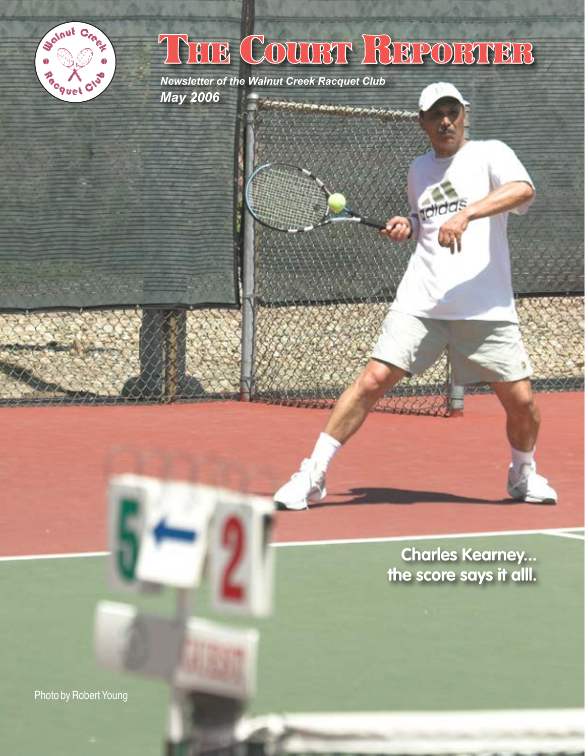# THE COURT REPORTER

*Newsletter of the Walnut Creek Racquet Club*

***May 2006***

**Charles Kearney... the score says it alll.**

Photo by Robert Young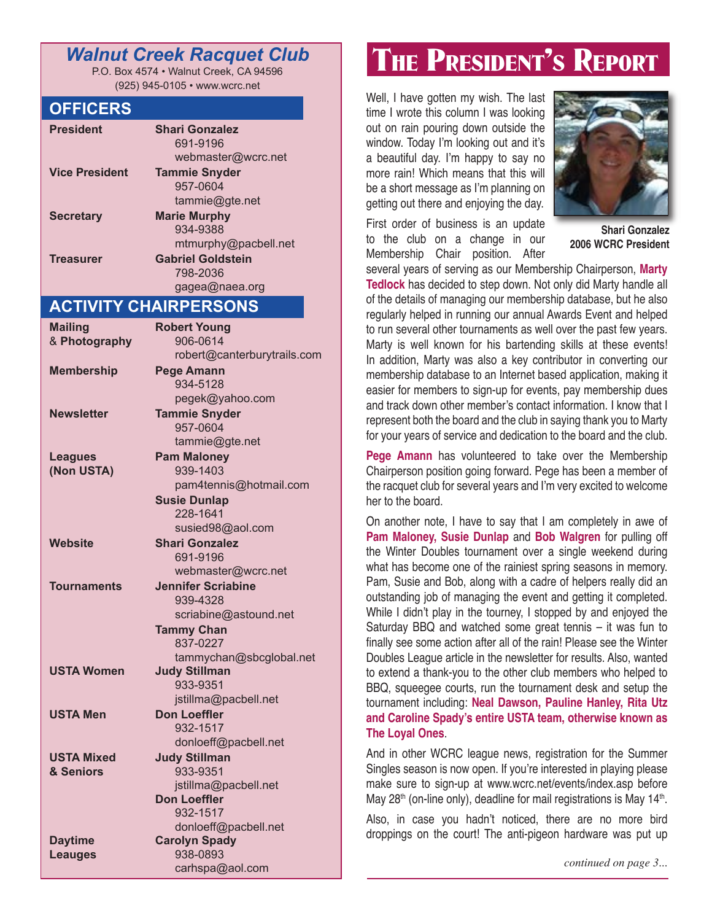## Walnut Creek Racquet Club

P.O. Box 4574 • Walnut Creek, CA 94596
(925) 945-0105 • www.wcrc.net

### OFFICERS

| Position | Name / Contact |
|---|---|
| **President** | **Shari Gonzalez**<br>691-9196<br>webmaster@wcrc.net |
| **Vice President** | **Tammie Snyder**<br>957-0604<br>tammie@gte.net |
| **Secretary** | **Marie Murphy**<br>934-9388<br>mtmurphy@pacbell.net |
| **Treasurer** | **Gabriel Goldstein**<br>798-2036<br>gagea@naea.org |

### ACTIVITY CHAIRPERSONS

| Activity | Name / Contact |
|---|---|
| **Mailing & Photography** | **Robert Young**<br>906-0614<br>robert@canterburytrails.com |
| **Membership** | **Pege Amann**<br>934-5128<br>pegek@yahoo.com |
| **Newsletter** | **Tammie Snyder**<br>957-0604<br>tammie@gte.net |
| **Leagues (Non USTA)** | **Pam Maloney**<br>939-1403<br>pam4tennis@hotmail.com<br>**Susie Dunlap**<br>228-1641<br>susied98@aol.com |
| **Website** | **Shari Gonzalez**<br>691-9196<br>webmaster@wcrc.net |
| **Tournaments** | **Jennifer Scriabine**<br>939-4328<br>scriabine@astound.net<br>**Tammy Chan**<br>837-0227<br>tammychan@sbcglobal.net |
| **USTA Women** | **Judy Stillman**<br>933-9351<br>jstillma@pacbell.net |
| **USTA Men** | **Don Loeffler**<br>932-1517<br>donloeff@pacbell.net |
| **USTA Mixed & Seniors** | **Judy Stillman**<br>933-9351<br>jstillma@pacbell.net<br>**Don Loeffler**<br>932-1517<br>donloeff@pacbell.net |
| **Daytime Leauges** | **Carolyn Spady**<br>938-0893<br>carhspa@aol.com |

# The President's Report

Well, I have gotten my wish. The last time I wrote this column I was looking out on rain pouring down outside the window. Today I'm looking out and it's a beautiful day. I'm happy to say no more rain! Which means that this will be a short message as I'm planning on getting out there and enjoying the day.

**Shari Gonzalez**
**2006 WCRC President**

First order of business is an update to the club on a change in our Membership Chair position. After several years of serving as our Membership Chairperson, **Marty Tedlock** has decided to step down. Not only did Marty handle all of the details of managing our membership database, but he also regularly helped in running our annual Awards Event and helped to run several other tournaments as well over the past few years. Marty is well known for his bartending skills at these events! In addition, Marty was also a key contributor in converting our membership database to an Internet based application, making it easier for members to sign-up for events, pay membership dues and track down other member's contact information. I know that I represent both the board and the club in saying thank you to Marty for your years of service and dedication to the board and the club.

**Pege Amann** has volunteered to take over the Membership Chairperson position going forward. Pege has been a member of the racquet club for several years and I'm very excited to welcome her to the board.

On another note, I have to say that I am completely in awe of **Pam Maloney, Susie Dunlap** and **Bob Walgren** for pulling off the Winter Doubles tournament over a single weekend during what has become one of the rainiest spring seasons in memory. Pam, Susie and Bob, along with a cadre of helpers really did an outstanding job of managing the event and getting it completed. While I didn't play in the tourney, I stopped by and enjoyed the Saturday BBQ and watched some great tennis – it was fun to finally see some action after all of the rain! Please see the Winter Doubles League article in the newsletter for results. Also, wanted to extend a thank-you to the other club members who helped to BBQ, squeegee courts, run the tournament desk and setup the tournament including: **Neal Dawson, Pauline Hanley, Rita Utz and Caroline Spady's entire USTA team, otherwise known as The Loyal Ones**.

And in other WCRC league news, registration for the Summer Singles season is now open. If you're interested in playing please make sure to sign-up at www.wcrc.net/events/index.asp before May 28th (on-line only), deadline for mail registrations is May 14th.

Also, in case you hadn't noticed, there are no more bird droppings on the court! The anti-pigeon hardware was put up

*continued on page 3...*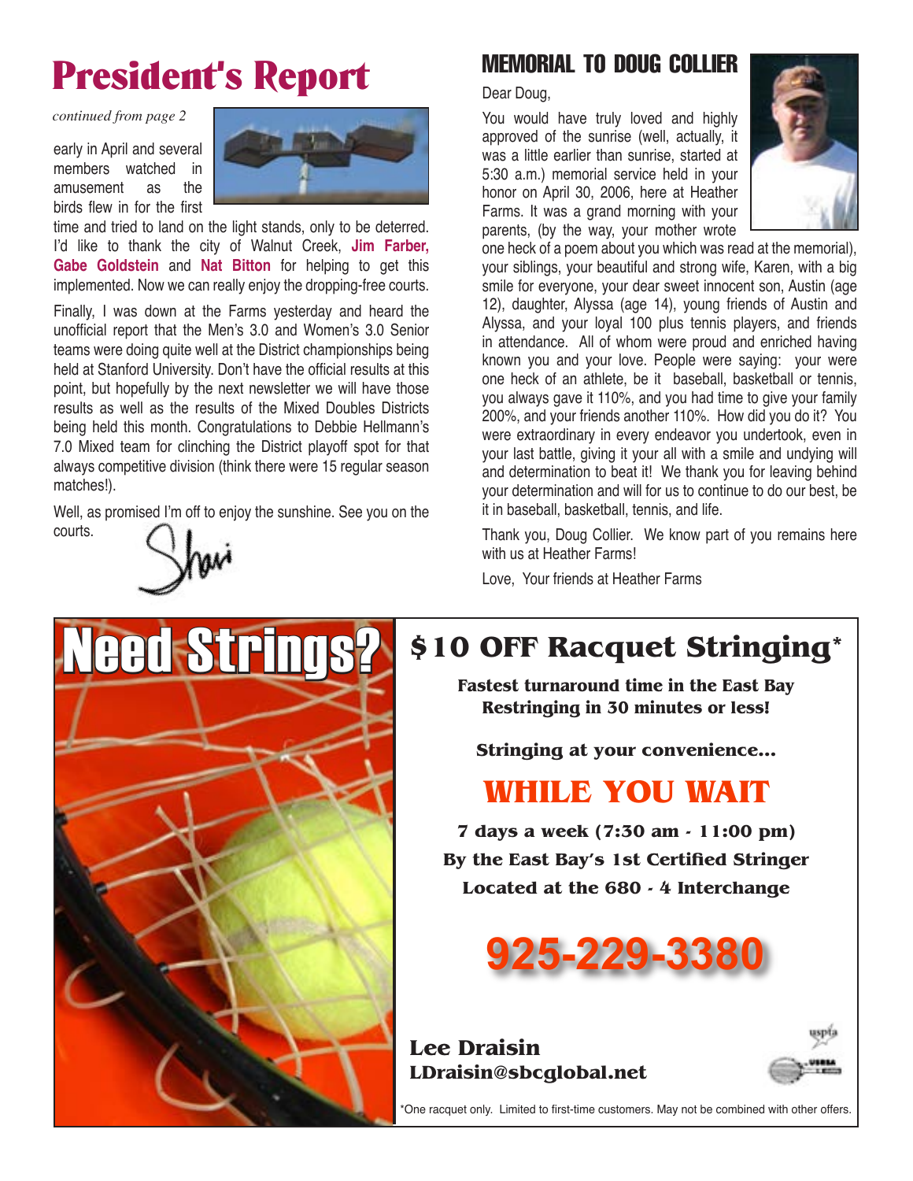# President's Report

*continued from page 2*

early in April and several members watched in amusement as the birds flew in for the first time and tried to land on the light stands, only to be deterred. I'd like to thank the city of Walnut Creek, **Jim Farber, Gabe Goldstein** and **Nat Bitton** for helping to get this implemented. Now we can really enjoy the dropping-free courts.

Finally, I was down at the Farms yesterday and heard the unofficial report that the Men's 3.0 and Women's 3.0 Senior teams were doing quite well at the District championships being held at Stanford University. Don't have the official results at this point, but hopefully by the next newsletter we will have those results as well as the results of the Mixed Doubles Districts being held this month. Congratulations to Debbie Hellmann's 7.0 Mixed team for clinching the District playoff spot for that always competitive division (think there were 15 regular season matches!).

Well, as promised I'm off to enjoy the sunshine. See you on the courts.

Shari

## MEMORIAL TO DOUG COLLIER

Dear Doug,

You would have truly loved and highly approved of the sunrise (well, actually, it was a little earlier than sunrise, started at 5:30 a.m.) memorial service held in your honor on April 30, 2006, here at Heather Farms. It was a grand morning with your parents, (by the way, your mother wrote one heck of a poem about you which was read at the memorial), your siblings, your beautiful and strong wife, Karen, with a big smile for everyone, your dear sweet innocent son, Austin (age 12), daughter, Alyssa (age 14), young friends of Austin and Alyssa, and your loyal 100 plus tennis players, and friends in attendance. All of whom were proud and enriched having known you and your love. People were saying: your were one heck of an athlete, be it baseball, basketball or tennis, you always gave it 110%, and you had time to give your family 200%, and your friends another 110%. How did you do it? You were extraordinary in every endeavor you undertook, even in your last battle, giving it your all with a smile and undying will and determination to beat it! We thank you for leaving behind your determination and will for us to continue to do our best, be it in baseball, basketball, tennis, and life.

Thank you, Doug Collier. We know part of you remains here with us at Heather Farms!

Love, Your friends at Heather Farms

## Need Strings?

## $10 OFF Racquet Stringing*

**Fastest turnaround time in the East Bay**
**Restringing in 30 minutes or less!**

**Stringing at your convenience...**

**WHILE YOU WAIT**

**7 days a week (7:30 am - 11:00 pm)**
**By the East Bay's 1st Certified Stringer**
**Located at the 680 - 4 Interchange**

**925-229-3380**

**Lee Draisin**
**LDraisin@sbcglobal.net**

*One racquet only. Limited to first-time customers. May not be combined with other offers.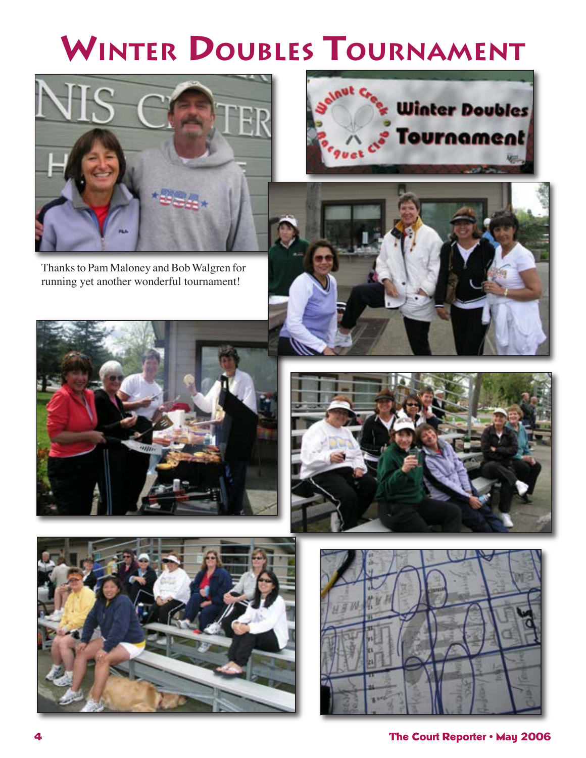# Winter Doubles Tournament

Thanks to Pam Maloney and Bob Walgren for running yet another wonderful tournament!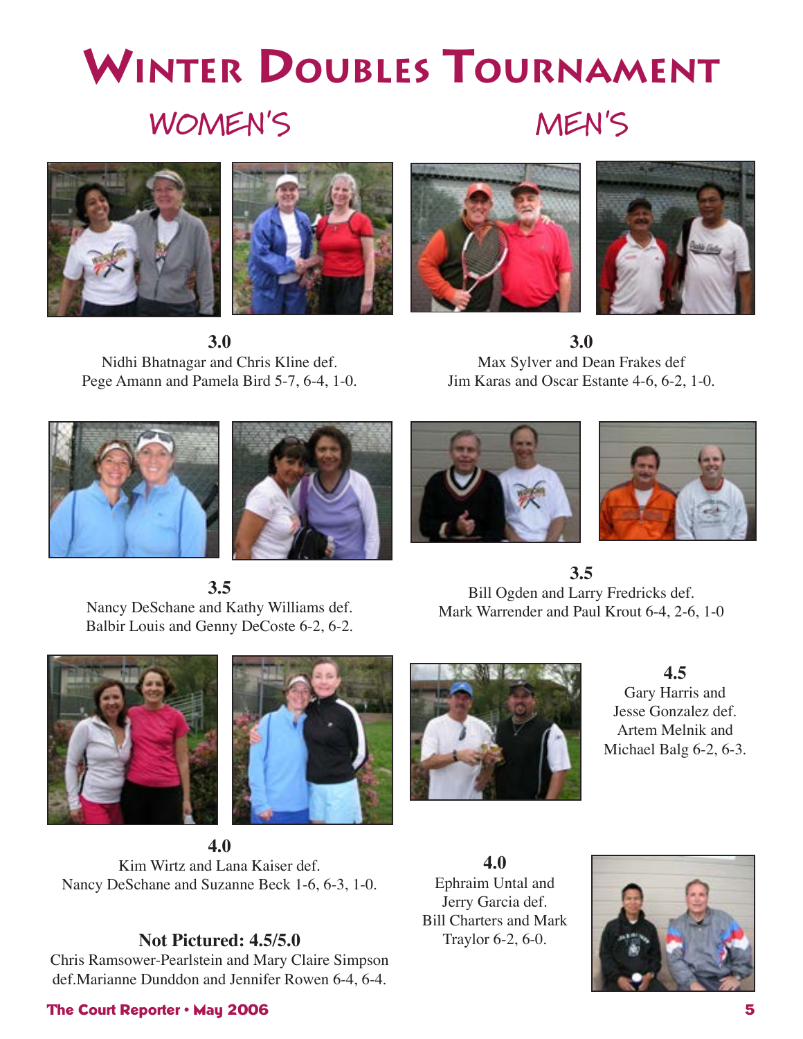# Winter Doubles Tournament

## Women's

**3.0**
Nidhi Bhatnagar and Chris Kline def.
Pege Amann and Pamela Bird 5-7, 6-4, 1-0.

**3.5**
Nancy DeSchane and Kathy Williams def.
Balbir Louis and Genny DeCoste 6-2, 6-2.

**4.0**
Kim Wirtz and Lana Kaiser def.
Nancy DeSchane and Suzanne Beck 1-6, 6-3, 1-0.

**Not Pictured: 4.5/5.0**
Chris Ramsower-Pearlstein and Mary Claire Simpson def.Marianne Dunddon and Jennifer Rowen 6-4, 6-4.

## Men's

**3.0**
Max Sylver and Dean Frakes def
Jim Karas and Oscar Estante 4-6, 6-2, 1-0.

**3.5**
Bill Ogden and Larry Fredricks def.
Mark Warrender and Paul Krout 6-4, 2-6, 1-0

**4.5**
Gary Harris and Jesse Gonzalez def. Artem Melnik and Michael Balg 6-2, 6-3.

**4.0**
Ephraim Untal and Jerry Garcia def. Bill Charters and Mark Traylor 6-2, 6-0.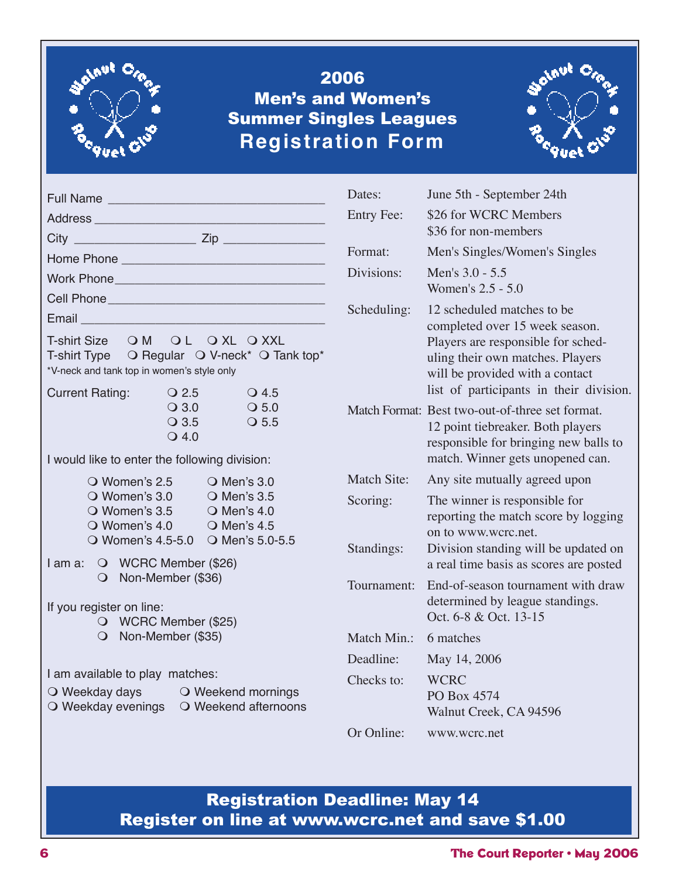# 2006 Men's and Women's Summer Singles Leagues Registration Form

Full Name ______________________________

Address ______________________________

City ________________ Zip ______________

Home Phone ______________________________

Work Phone ______________________________

Cell Phone ______________________________

Email ______________________________

T-shirt Size ❍ M ❍ L ❍ XL ❍ XXL

T-shirt Type ❍ Regular ❍ V-neck* ❍ Tank top*

*V-neck and tank top in women's style only

Current Rating: ❍ 2.5 ❍ 3.0 ❍ 3.5 ❍ 4.0 ❍ 4.5 ❍ 5.0 ❍ 5.5

I would like to enter the following division:

- ❍ Women's 2.5
- ❍ Women's 3.0
- ❍ Women's 3.5
- ❍ Women's 4.0
- ❍ Women's 4.5-5.0
- ❍ Men's 3.0
- ❍ Men's 3.5
- ❍ Men's 4.0
- ❍ Men's 4.5
- ❍ Men's 5.0-5.5

I am a: ❍ WCRC Member ($26)
❍ Non-Member ($36)

If you register on line:
❍ WCRC Member ($25)
❍ Non-Member ($35)

I am available to play matches:

- ❍ Weekday days
- ❍ Weekday evenings
- ❍ Weekend mornings
- ❍ Weekend afternoons

| | |
|---|---|
| Dates: | June 5th - September 24th |
| Entry Fee: | $26 for WCRC Members<br>$36 for non-members |
| Format: | Men's Singles/Women's Singles |
| Divisions: | Men's 3.0 - 5.5<br>Women's 2.5 - 5.0 |
| Scheduling: | 12 scheduled matches to be completed over 15 week season. Players are responsible for scheduling their own matches. Players will be provided with a contact list of participants in their division. |
| Match Format: | Best two-out-of-three set format. 12 point tiebreaker. Both players responsible for bringing new balls to match. Winner gets unopened can. |
| Match Site: | Any site mutually agreed upon |
| Scoring: | The winner is responsible for reporting the match score by logging on to www.wcrc.net. |
| Standings: | Division standing will be updated on a real time basis as scores are posted |
| Tournament: | End-of-season tournament with draw determined by league standings. Oct. 6-8 & Oct. 13-15 |
| Match Min.: | 6 matches |
| Deadline: | May 14, 2006 |
| Checks to: | WCRC<br>PO Box 4574<br>Walnut Creek, CA 94596 |
| Or Online: | www.wcrc.net |

**Registration Deadline: May 14**
**Register on line at www.wcrc.net and save $1.00**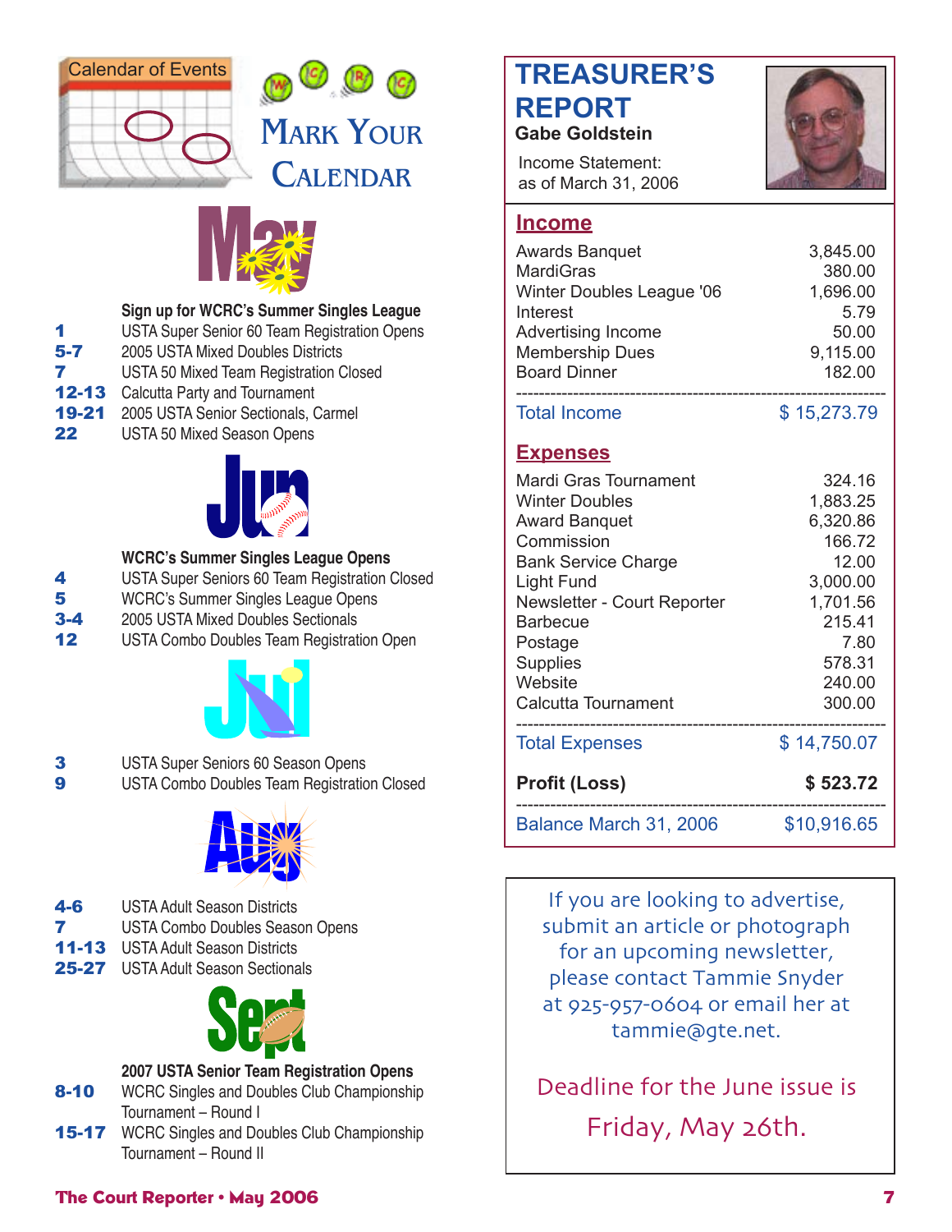# Calendar of Events

## Mark Your Calendar

### May

**Sign up for WCRC's Summer Singles League**

| | |
|---|---|
| **1** | USTA Super Senior 60 Team Registration Opens |
| **5-7** | 2005 USTA Mixed Doubles Districts |
| **7** | USTA 50 Mixed Team Registration Closed |
| **12-13** | Calcutta Party and Tournament |
| **19-21** | 2005 USTA Senior Sectionals, Carmel |
| **22** | USTA 50 Mixed Season Opens |

### Jun

**WCRC's Summer Singles League Opens**

| | |
|---|---|
| **4** | USTA Super Seniors 60 Team Registration Closed |
| **5** | WCRC's Summer Singles League Opens |
| **3-4** | 2005 USTA Mixed Doubles Sectionals |
| **12** | USTA Combo Doubles Team Registration Open |

### Jul

| | |
|---|---|
| **3** | USTA Super Seniors 60 Season Opens |
| **9** | USTA Combo Doubles Team Registration Closed |

### Aug

| | |
|---|---|
| **4-6** | USTA Adult Season Districts |
| **7** | USTA Combo Doubles Season Opens |
| **11-13** | USTA Adult Season Districts |
| **25-27** | USTA Adult Season Sectionals |

### Sept

**2007 USTA Senior Team Registration Opens**

| | |
|---|---|
| **8-10** | WCRC Singles and Doubles Club Championship Tournament – Round I |
| **15-17** | WCRC Singles and Doubles Club Championship Tournament – Round II |

# TREASURER'S REPORT

**Gabe Goldstein**

Income Statement:
as of March 31, 2006

## Income

| | |
|---|---|
| Awards Banquet | 3,845.00 |
| MardiGras | 380.00 |
| Winter Doubles League '06 | 1,696.00 |
| Interest | 5.79 |
| Advertising Income | 50.00 |
| Membership Dues | 9,115.00 |
| Board Dinner | 182.00 |
| **Total Income** | **$ 15,273.79** |

## Expenses

| | |
|---|---|
| Mardi Gras Tournament | 324.16 |
| Winter Doubles | 1,883.25 |
| Award Banquet | 6,320.86 |
| Commission | 166.72 |
| Bank Service Charge | 12.00 |
| Light Fund | 3,000.00 |
| Newsletter - Court Reporter | 1,701.56 |
| Barbecue | 215.41 |
| Postage | 7.80 |
| Supplies | 578.31 |
| Website | 240.00 |
| Calcutta Tournament | 300.00 |
| **Total Expenses** | **$ 14,750.07** |
| **Profit (Loss)** | **$ 523.72** |
| **Balance March 31, 2006** | **$10,916.65** |

If you are looking to advertise, submit an article or photograph for an upcoming newsletter, please contact Tammie Snyder at 925-957-0604 or email her at tammie@gte.net.

Deadline for the June issue is Friday, May 26th.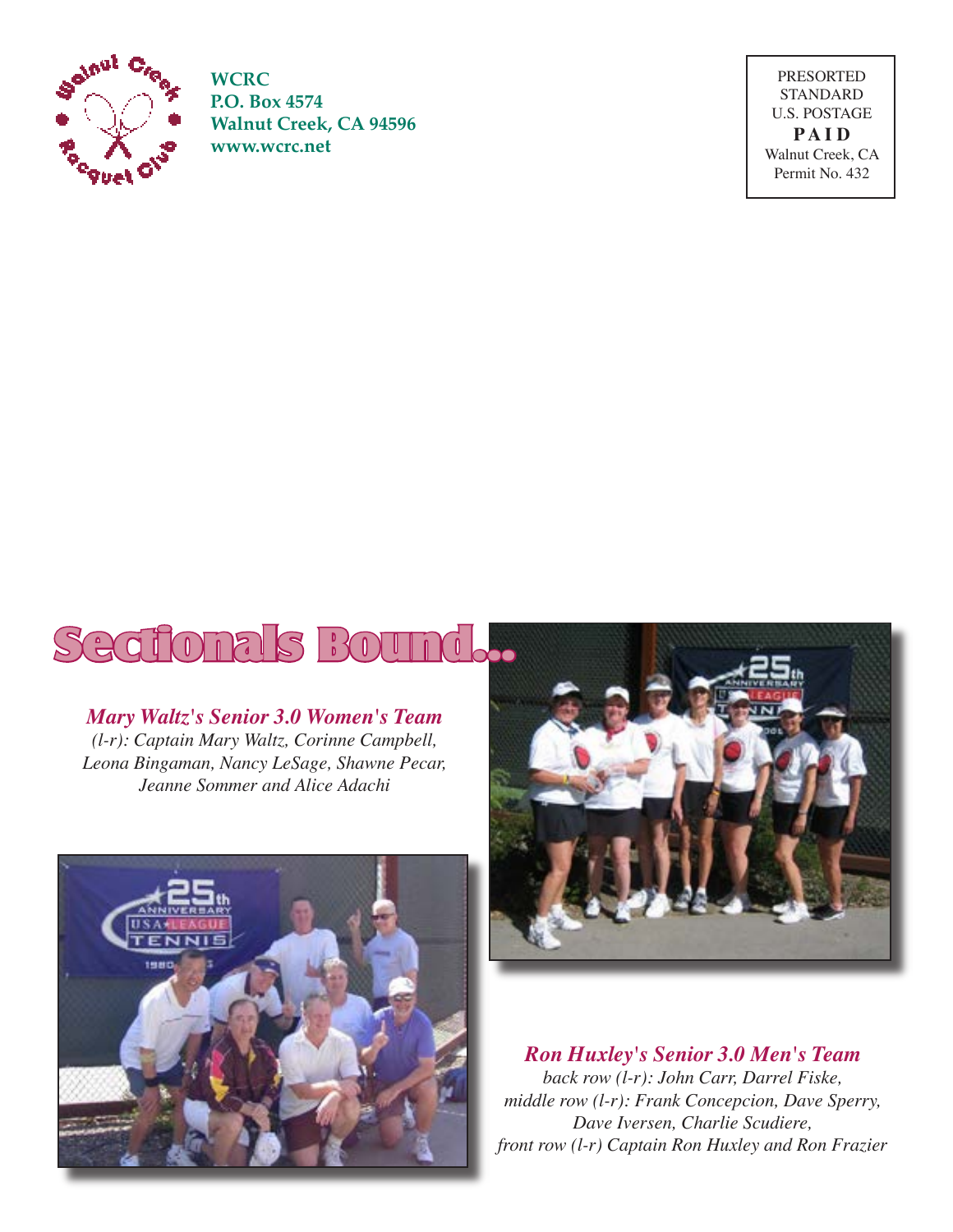**WCRC**
**P.O. Box 4574**
**Walnut Creek, CA 94596**
**www.wcrc.net**

PRESORTED
STANDARD
U.S. POSTAGE
**PAID**
Walnut Creek, CA
Permit No. 432

# Sectionals Bound...

***Mary Waltz's Senior 3.0 Women's Team***

*(l-r): Captain Mary Waltz, Corinne Campbell, Leona Bingaman, Nancy LeSage, Shawne Pecar, Jeanne Sommer and Alice Adachi*

***Ron Huxley's Senior 3.0 Men's Team***

*back row (l-r): John Carr, Darrel Fiske, middle row (l-r): Frank Concepcion, Dave Sperry, Dave Iversen, Charlie Scudiere, front row (l-r) Captain Ron Huxley and Ron Frazier*